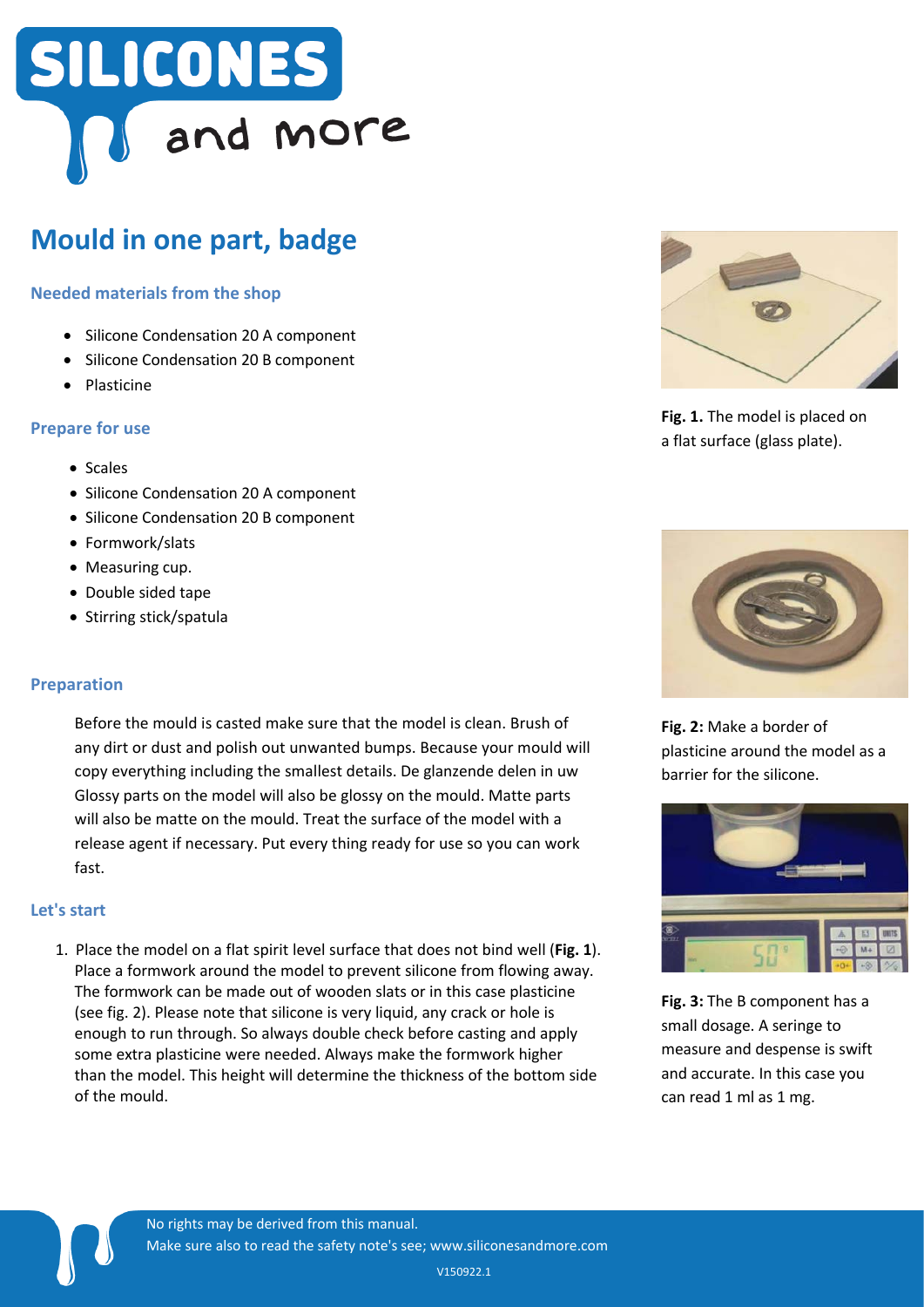# Mould in one part, badge

### Needed materials from the shop

- Silicone Condensation 20 A component
- Silicone Condensation 20 B component
- Plasticine

### Prepare for use

- Scales
- Silicone Condensation 20 A component
- Silicone Condensation 20 B component
- Formwork/slats
- Measuring cup.
- Double sided tape
- Stirring stick/spatula

### Preparation

Before the mould is casted make sure that the model is clean. Brush of any dirt or dust and polish out unwanted bumps. Because your mould will copy everything including the smallest details. De glanzende delen in uw Glossy parts on the model will also be glossy on the mould. Matte parts will also be matte on the mould. Treat the surface of the model with a release agent if necessary. Put every thing ready for use so you can work fast.

### Let's start

1. Place the model on a flat spirit level surface that does not bind well (**Fig. 1**). Place a formwork around the model to prevent silicone from flowing away. The formwork can be made out of wooden slats or in this case plasticine (see fig. 2). Please note that silicone is very liquid, any crack or hole is enough to run through. So always double check before casting and apply some extra plasticine were needed. Always make the formwork higher than the model. This height will determine the thickness of the bottom side of the mould.

**Fig. 1.** The model is placed on a flat surface (glass plate).

**Fig. 2:** Make a border of plasticine around the model as a barrier for the silicone.

**Fig. 3:** The B component has a small dosage. A seringe to measure and despense is swift and accurate. In this case you can read 1 ml as 1 mg.

No rights may be derived from this manual.
Make sure also to read the safety note's see; www.siliconesandmore.com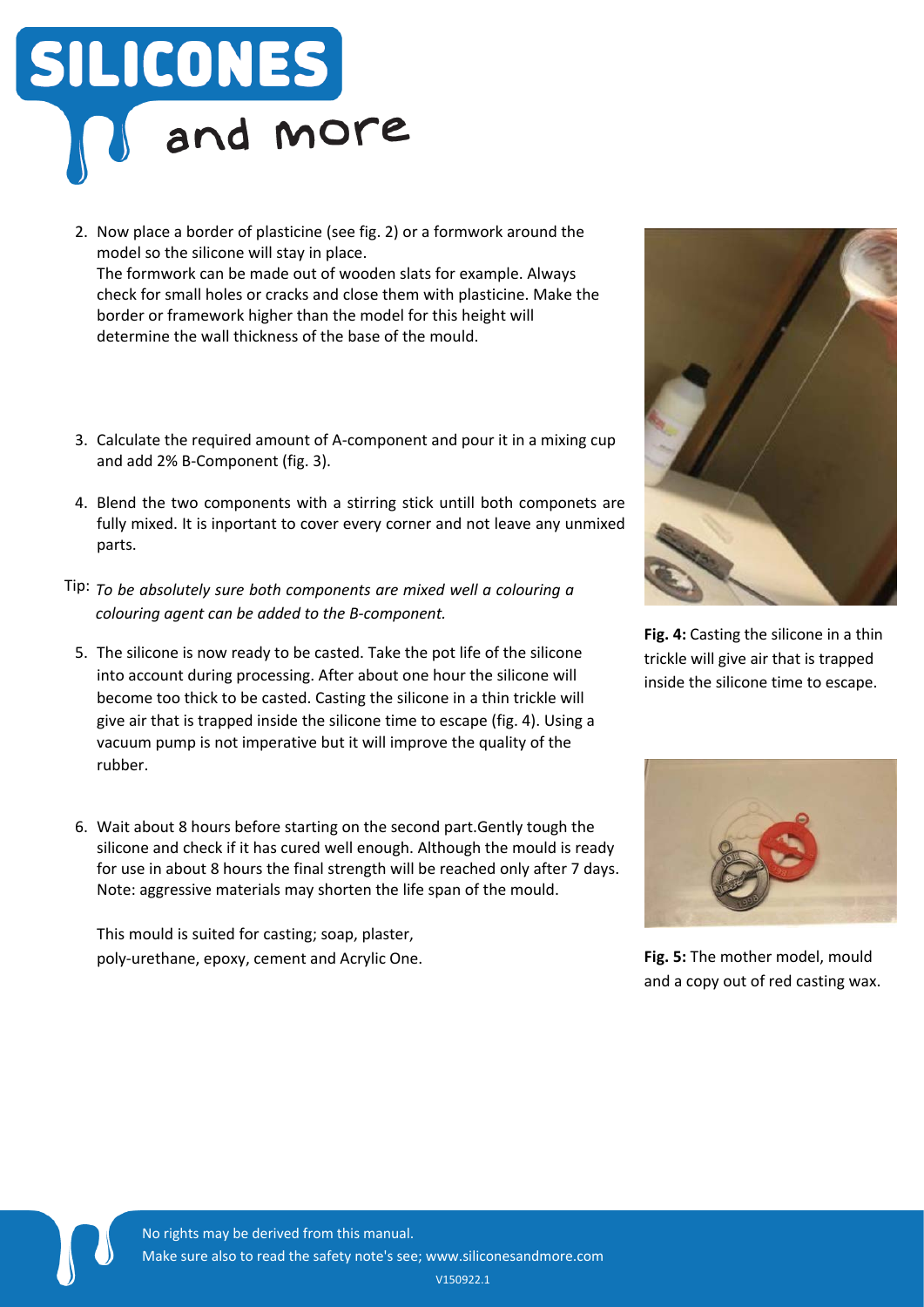2. Now place a border of plasticine (see fig. 2) or a formwork around the model so the silicone will stay in place.
   The formwork can be made out of wooden slats for example. Always check for small holes or cracks and close them with plasticine. Make the border or framework higher than the model for this height will determine the wall thickness of the base of the mould.

3. Calculate the required amount of A-component and pour it in a mixing cup and add 2% B-Component (fig. 3).

4. Blend the two components with a stirring stick untill both componets are fully mixed. It is inportant to cover every corner and not leave any unmixed parts.

Tip: *To be absolutely sure both components are mixed well a colouring a colouring agent can be added to the B-component.*

5. The silicone is now ready to be casted. Take the pot life of the silicone into account during processing. After about one hour the silicone will become too thick to be casted. Casting the silicone in a thin trickle will give air that is trapped inside the silicone time to escape (fig. 4). Using a vacuum pump is not imperative but it will improve the quality of the rubber.

6. Wait about 8 hours before starting on the second part.Gently tough the silicone and check if it has cured well enough. Although the mould is ready for use in about 8 hours the final strength will be reached only after 7 days. Note: aggressive materials may shorten the life span of the mould.

   This mould is suited for casting; soap, plaster, poly-urethane, epoxy, cement and Acrylic One.

**Fig. 4:** Casting the silicone in a thin trickle will give air that is trapped inside the silicone time to escape.

**Fig. 5:** The mother model, mould and a copy out of red casting wax.

No rights may be derived from this manual.
Make sure also to read the safety note's see; www.siliconesandmore.com
V150922.1